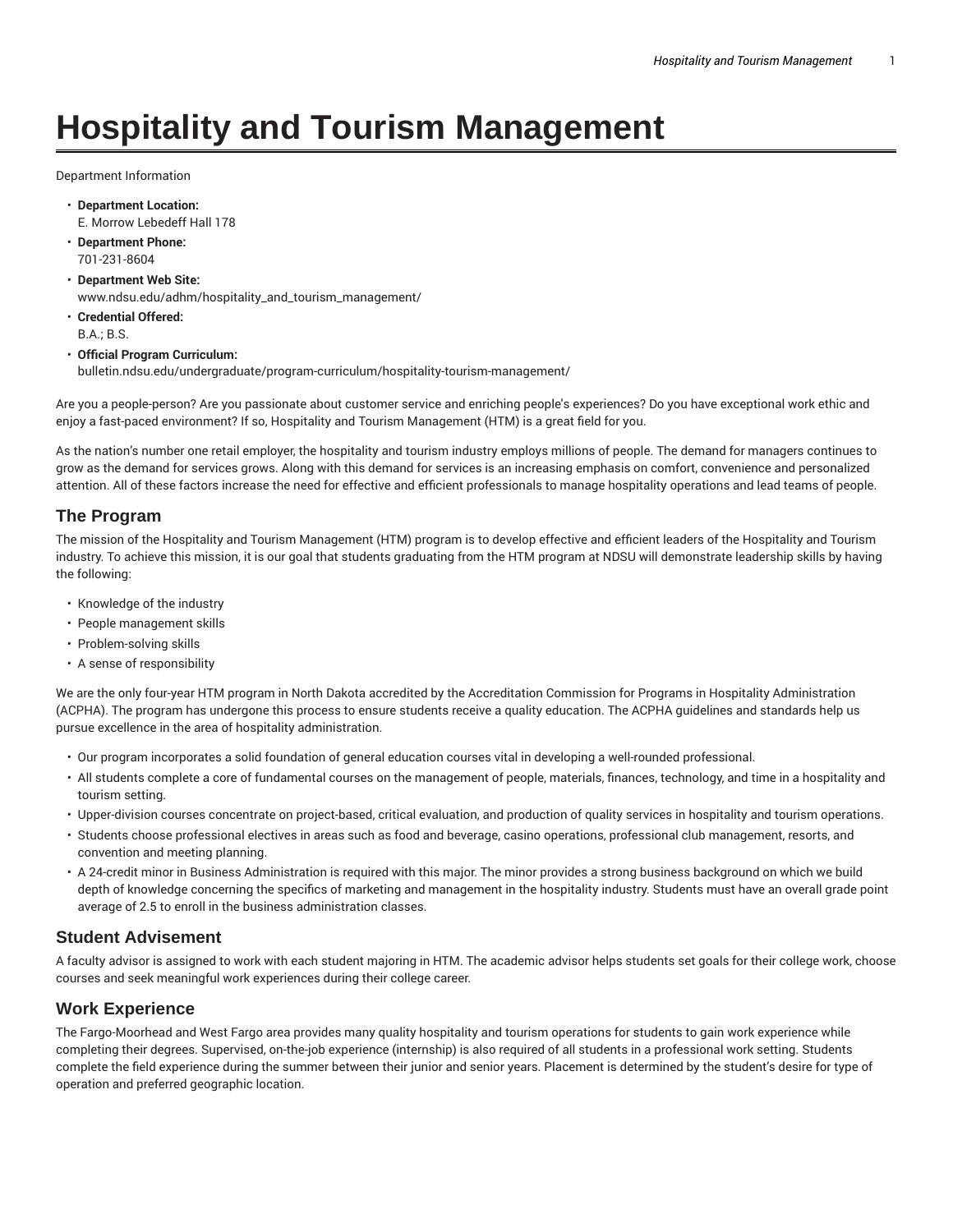# Hospitality and Tourism Management

Department Information

- **Department Location:**
  E. Morrow Lebedeff Hall 178
- **Department Phone:**
  701-231-8604
- **Department Web Site:**
  www.ndsu.edu/adhm/hospitality_and_tourism_management/
- **Credential Offered:**
  B.A.; B.S.
- **Official Program Curriculum:**
  bulletin.ndsu.edu/undergraduate/program-curriculum/hospitality-tourism-management/

Are you a people-person? Are you passionate about customer service and enriching people's experiences? Do you have exceptional work ethic and enjoy a fast-paced environment? If so, Hospitality and Tourism Management (HTM) is a great field for you.

As the nation's number one retail employer, the hospitality and tourism industry employs millions of people. The demand for managers continues to grow as the demand for services grows. Along with this demand for services is an increasing emphasis on comfort, convenience and personalized attention. All of these factors increase the need for effective and efficient professionals to manage hospitality operations and lead teams of people.

## The Program

The mission of the Hospitality and Tourism Management (HTM) program is to develop effective and efficient leaders of the Hospitality and Tourism industry. To achieve this mission, it is our goal that students graduating from the HTM program at NDSU will demonstrate leadership skills by having the following:

- Knowledge of the industry
- People management skills
- Problem-solving skills
- A sense of responsibility

We are the only four-year HTM program in North Dakota accredited by the Accreditation Commission for Programs in Hospitality Administration (ACPHA). The program has undergone this process to ensure students receive a quality education. The ACPHA guidelines and standards help us pursue excellence in the area of hospitality administration.

- Our program incorporates a solid foundation of general education courses vital in developing a well-rounded professional.
- All students complete a core of fundamental courses on the management of people, materials, finances, technology, and time in a hospitality and tourism setting.
- Upper-division courses concentrate on project-based, critical evaluation, and production of quality services in hospitality and tourism operations.
- Students choose professional electives in areas such as food and beverage, casino operations, professional club management, resorts, and convention and meeting planning.
- A 24-credit minor in Business Administration is required with this major. The minor provides a strong business background on which we build depth of knowledge concerning the specifics of marketing and management in the hospitality industry. Students must have an overall grade point average of 2.5 to enroll in the business administration classes.

## Student Advisement

A faculty advisor is assigned to work with each student majoring in HTM. The academic advisor helps students set goals for their college work, choose courses and seek meaningful work experiences during their college career.

## Work Experience

The Fargo-Moorhead and West Fargo area provides many quality hospitality and tourism operations for students to gain work experience while completing their degrees. Supervised, on-the-job experience (internship) is also required of all students in a professional work setting. Students complete the field experience during the summer between their junior and senior years. Placement is determined by the student's desire for type of operation and preferred geographic location.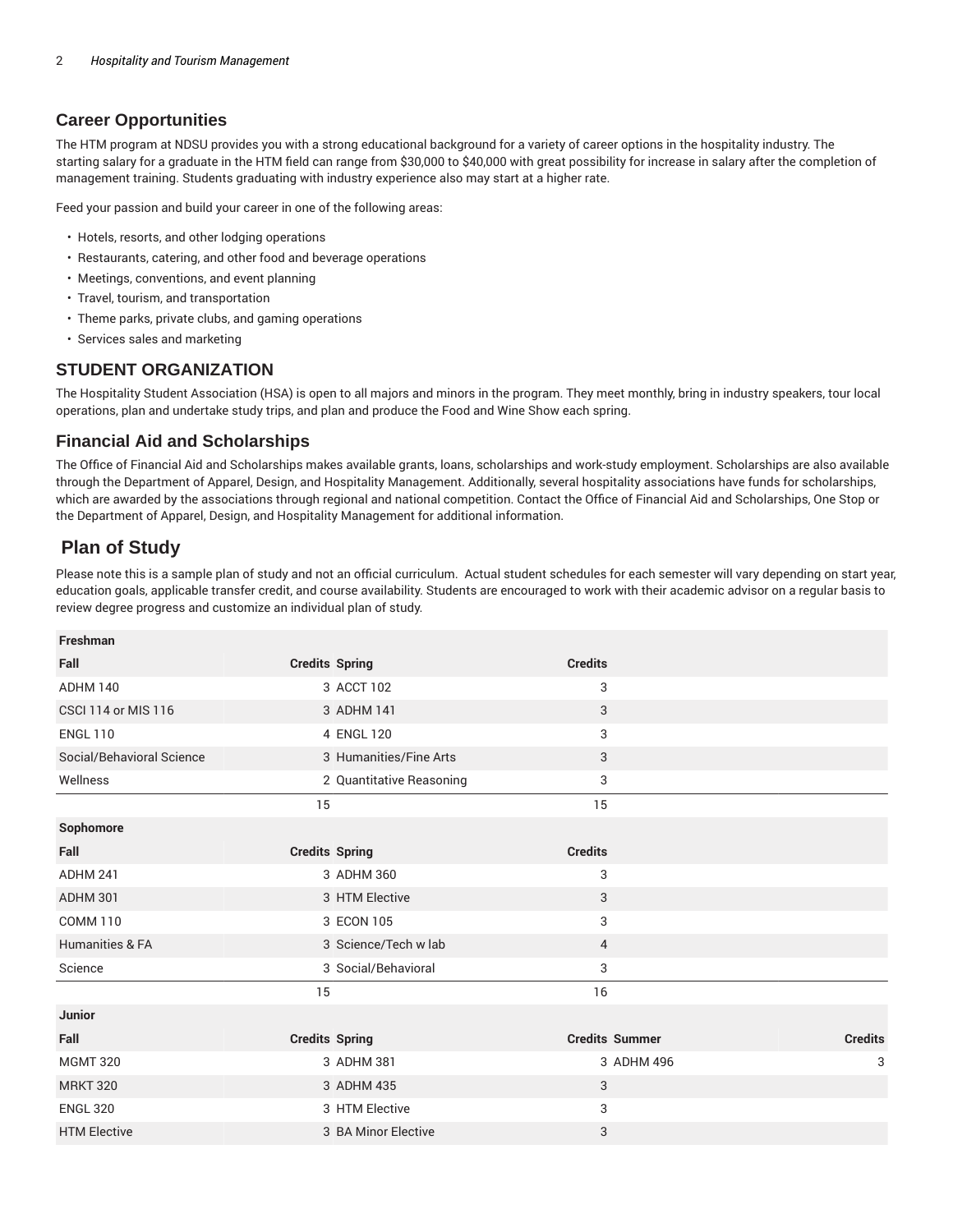## Career Opportunities

The HTM program at NDSU provides you with a strong educational background for a variety of career options in the hospitality industry. The starting salary for a graduate in the HTM field can range from $30,000 to $40,000 with great possibility for increase in salary after the completion of management training. Students graduating with industry experience also may start at a higher rate.

Feed your passion and build your career in one of the following areas:

- Hotels, resorts, and other lodging operations
- Restaurants, catering, and other food and beverage operations
- Meetings, conventions, and event planning
- Travel, tourism, and transportation
- Theme parks, private clubs, and gaming operations
- Services sales and marketing

## STUDENT ORGANIZATION

The Hospitality Student Association (HSA) is open to all majors and minors in the program. They meet monthly, bring in industry speakers, tour local operations, plan and undertake study trips, and plan and produce the Food and Wine Show each spring.

## Financial Aid and Scholarships

The Office of Financial Aid and Scholarships makes available grants, loans, scholarships and work-study employment. Scholarships are also available through the Department of Apparel, Design, and Hospitality Management. Additionally, several hospitality associations have funds for scholarships, which are awarded by the associations through regional and national competition. Contact the Office of Financial Aid and Scholarships, One Stop or the Department of Apparel, Design, and Hospitality Management for additional information.

## Plan of Study

Please note this is a sample plan of study and not an official curriculum. Actual student schedules for each semester will vary depending on start year, education goals, applicable transfer credit, and course availability. Students are encouraged to work with their academic advisor on a regular basis to review degree progress and customize an individual plan of study.

| **Freshman** | | | | | |
|---|---|---|---|---|---|
| **Fall** | **Credits** | **Spring** | **Credits** | | |
| ADHM 140 | 3 | ACCT 102 | 3 | | |
| CSCI 114 or MIS 116 | 3 | ADHM 141 | 3 | | |
| ENGL 110 | 4 | ENGL 120 | 3 | | |
| Social/Behavioral Science | 3 | Humanities/Fine Arts | 3 | | |
| Wellness | 2 | Quantitative Reasoning | 3 | | |
| | 15 | | 15 | | |
| **Sophomore** | | | | | |
| **Fall** | **Credits** | **Spring** | **Credits** | | |
| ADHM 241 | 3 | ADHM 360 | 3 | | |
| ADHM 301 | 3 | HTM Elective | 3 | | |
| COMM 110 | 3 | ECON 105 | 3 | | |
| Humanities & FA | 3 | Science/Tech w lab | 4 | | |
| Science | 3 | Social/Behavioral | 3 | | |
| | 15 | | 16 | | |
| **Junior** | | | | | |
| **Fall** | **Credits** | **Spring** | **Credits** | **Summer** | **Credits** |
| MGMT 320 | 3 | ADHM 381 | 3 | ADHM 496 | 3 |
| MRKT 320 | 3 | ADHM 435 | 3 | | |
| ENGL 320 | 3 | HTM Elective | 3 | | |
| HTM Elective | 3 | BA Minor Elective | 3 | | |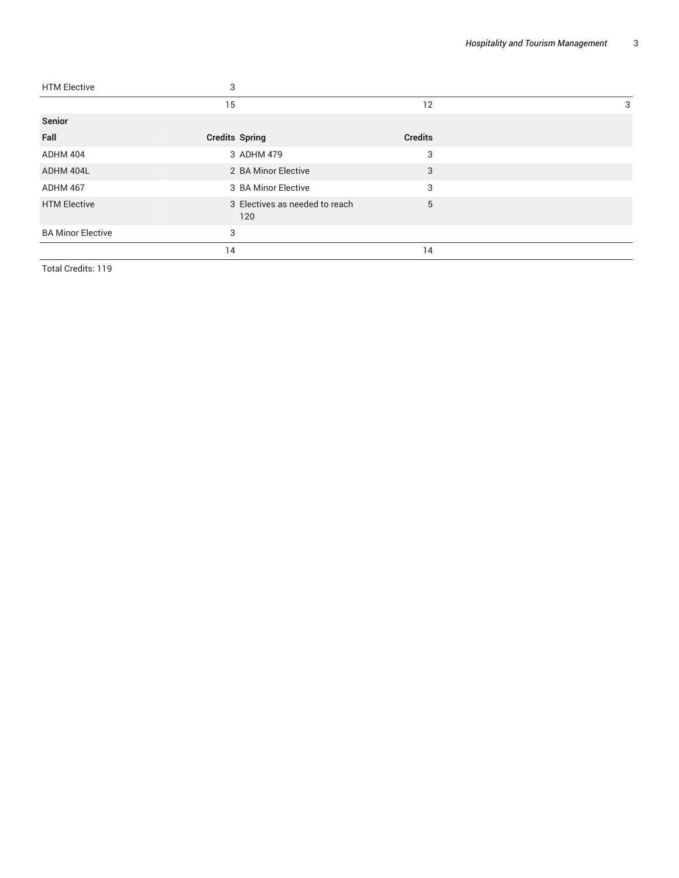| | | | | |
|---|---|---|---|---|
| HTM Elective | 3 | | | |
| | 15 | | 12 | 3 |
| **Senior** | | | | |
| **Fall** | **Credits** | **Spring** | **Credits** | |
| ADHM 404 | 3 | ADHM 479 | 3 | |
| ADHM 404L | 2 | BA Minor Elective | 3 | |
| ADHM 467 | 3 | BA Minor Elective | 3 | |
| HTM Elective | 3 | Electives as needed to reach 120 | 5 | |
| BA Minor Elective | 3 | | | |
| | 14 | | 14 | |

Total Credits: 119